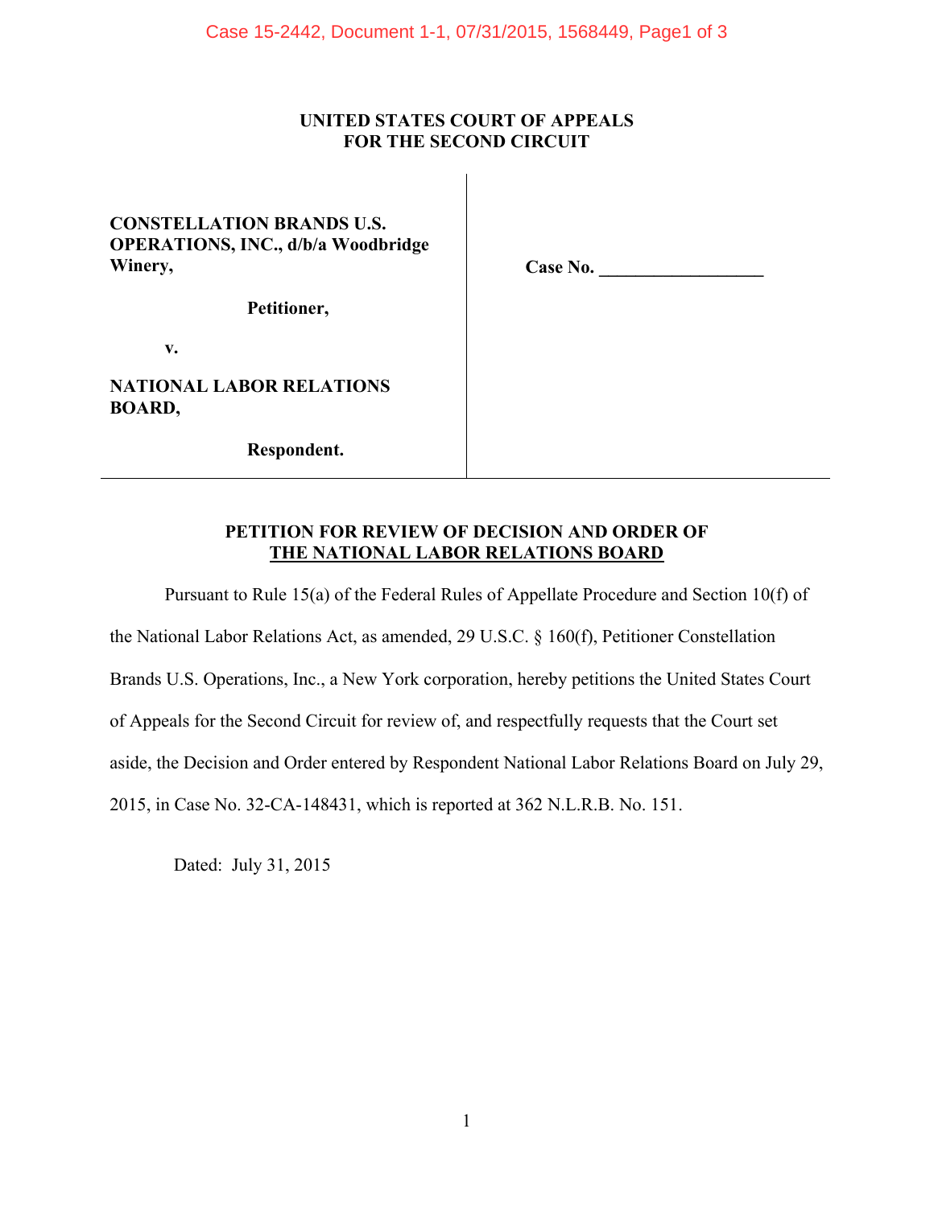**UNITED STATES COURT OF APPEALS**
**FOR THE SECOND CIRCUIT**

| | |
|---|---|
| **CONSTELLATION BRANDS U.S. OPERATIONS, INC., d/b/a Woodbridge Winery,** | **Case No. \_\_\_\_\_\_\_\_\_\_\_\_\_\_\_\_\_\_** |
| **Petitioner,** | |
| **v.** | |
| **NATIONAL LABOR RELATIONS BOARD,** | |
| **Respondent.** | |

## PETITION FOR REVIEW OF DECISION AND ORDER OF THE NATIONAL LABOR RELATIONS BOARD

Pursuant to Rule 15(a) of the Federal Rules of Appellate Procedure and Section 10(f) of the National Labor Relations Act, as amended, 29 U.S.C. § 160(f), Petitioner Constellation Brands U.S. Operations, Inc., a New York corporation, hereby petitions the United States Court of Appeals for the Second Circuit for review of, and respectfully requests that the Court set aside, the Decision and Order entered by Respondent National Labor Relations Board on July 29, 2015, in Case No. 32-CA-148431, which is reported at 362 N.L.R.B. No. 151.

Dated: July 31, 2015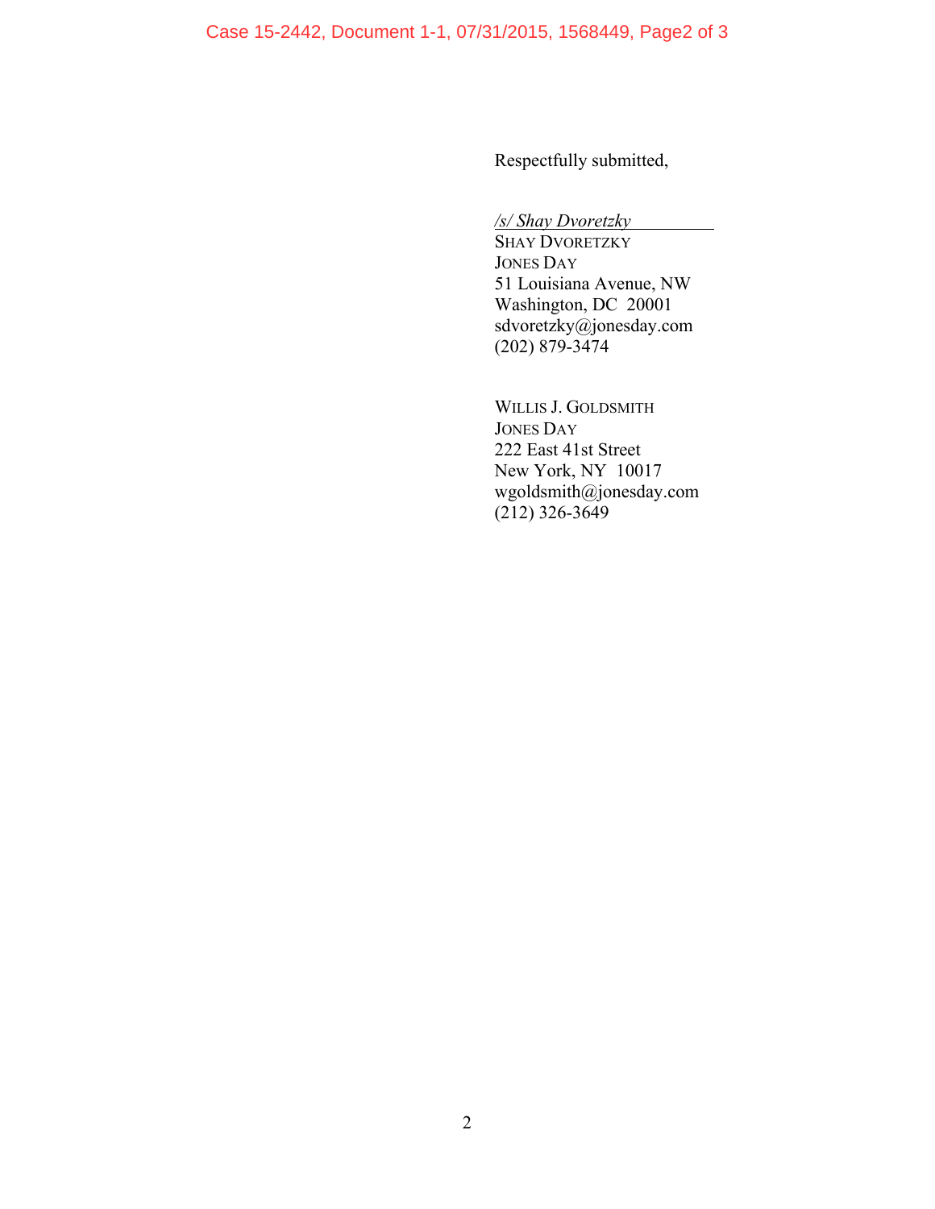Respectfully submitted,

*/s/ Shay Dvoretzky*
SHAY DVORETZKY
JONES DAY
51 Louisiana Avenue, NW
Washington, DC 20001
sdvoretzky@jonesday.com
(202) 879-3474

WILLIS J. GOLDSMITH
JONES DAY
222 East 41st Street
New York, NY 10017
wgoldsmith@jonesday.com
(212) 326-3649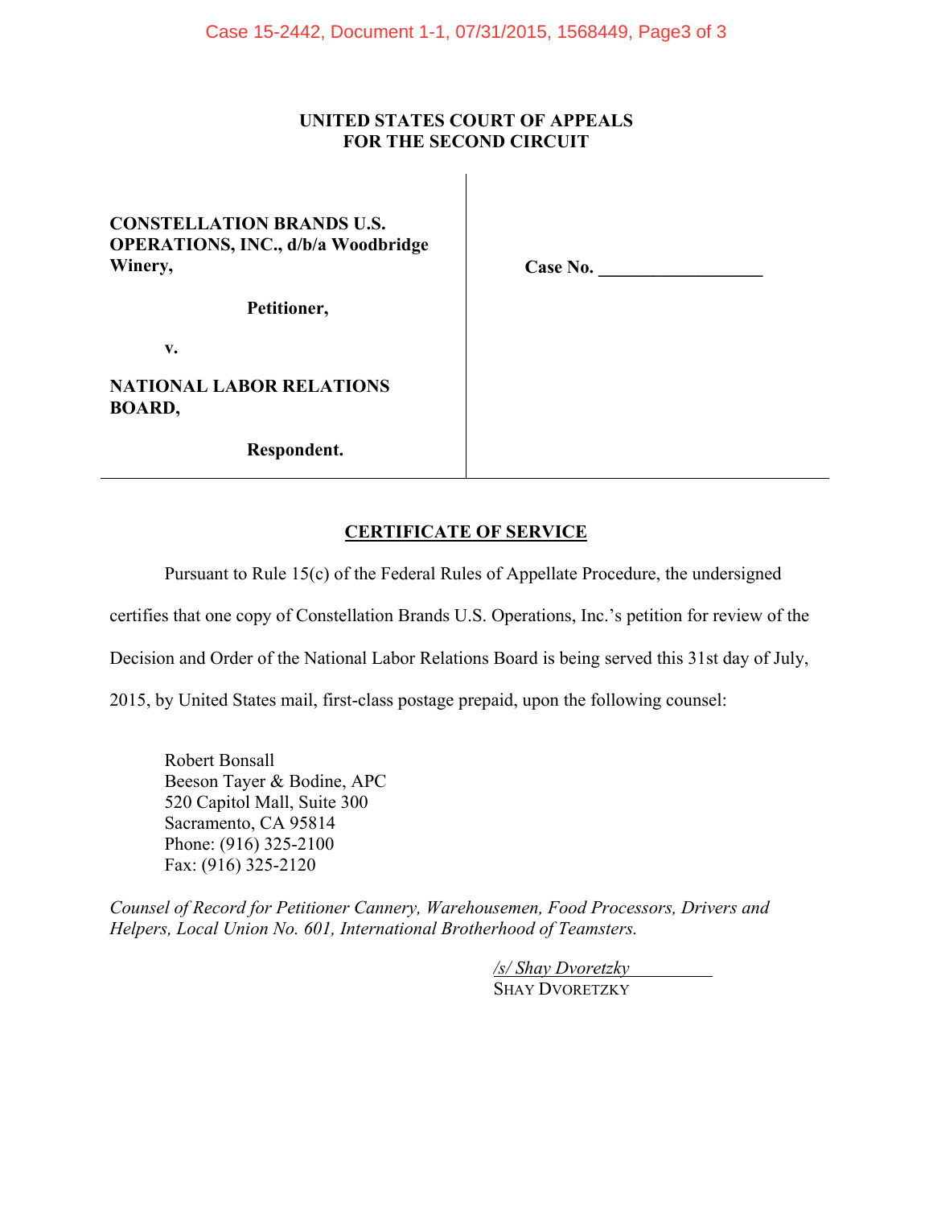**UNITED STATES COURT OF APPEALS**
**FOR THE SECOND CIRCUIT**

| | |
|---|---|
| **CONSTELLATION BRANDS U.S. OPERATIONS, INC., d/b/a Woodbridge Winery,**<br><br>**Petitioner,**<br><br>**v.**<br><br>**NATIONAL LABOR RELATIONS BOARD,**<br><br>**Respondent.** | **Case No. \_\_\_\_\_\_\_\_\_\_\_\_\_\_\_\_\_** |

## CERTIFICATE OF SERVICE

Pursuant to Rule 15(c) of the Federal Rules of Appellate Procedure, the undersigned certifies that one copy of Constellation Brands U.S. Operations, Inc.'s petition for review of the Decision and Order of the National Labor Relations Board is being served this 31st day of July, 2015, by United States mail, first-class postage prepaid, upon the following counsel:

Robert Bonsall
Beeson Tayer & Bodine, APC
520 Capitol Mall, Suite 300
Sacramento, CA 95814
Phone: (916) 325-2100
Fax: (916) 325-2120

*Counsel of Record for Petitioner Cannery, Warehousemen, Food Processors, Drivers and Helpers, Local Union No. 601, International Brotherhood of Teamsters.*

*/s/ Shay Dvoretzky*
SHAY DVORETZKY